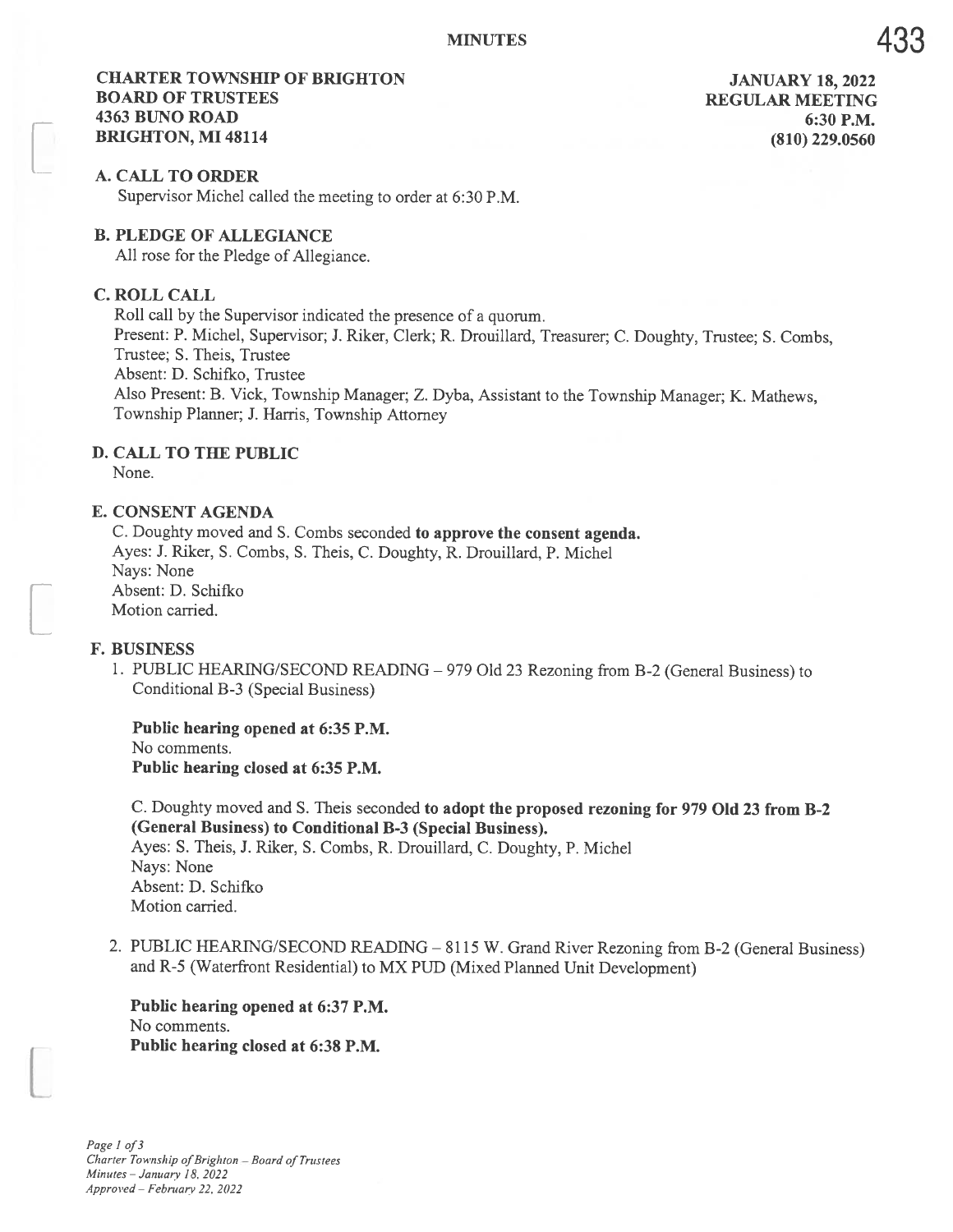# MINUTES

**CHARTER TOWNSHIP OF BRIGHTON**
**BOARD OF TRUSTEES**
**4363 BUNO ROAD**
**BRIGHTON, MI 48114**

**JANUARY 18, 2022**
**REGULAR MEETING**
**6:30 P.M.**
**(810) 229.0560**

## A. CALL TO ORDER

Supervisor Michel called the meeting to order at 6:30 P.M.

## B. PLEDGE OF ALLEGIANCE

All rose for the Pledge of Allegiance.

## C. ROLL CALL

Roll call by the Supervisor indicated the presence of a quorum.
Present: P. Michel, Supervisor; J. Riker, Clerk; R. Drouillard, Treasurer; C. Doughty, Trustee; S. Combs, Trustee; S. Theis, Trustee
Absent: D. Schifko, Trustee
Also Present: B. Vick, Township Manager; Z. Dyba, Assistant to the Township Manager; K. Mathews, Township Planner; J. Harris, Township Attorney

## D. CALL TO THE PUBLIC

None.

## E. CONSENT AGENDA

C. Doughty moved and S. Combs seconded **to approve the consent agenda.**
Ayes: J. Riker, S. Combs, S. Theis, C. Doughty, R. Drouillard, P. Michel
Nays: None
Absent: D. Schifko
Motion carried.

## F. BUSINESS

1. PUBLIC HEARING/SECOND READING – 979 Old 23 Rezoning from B-2 (General Business) to Conditional B-3 (Special Business)

   **Public hearing opened at 6:35 P.M.**
   No comments.
   **Public hearing closed at 6:35 P.M.**

   C. Doughty moved and S. Theis seconded **to adopt the proposed rezoning for 979 Old 23 from B-2 (General Business) to Conditional B-3 (Special Business).**
   Ayes: S. Theis, J. Riker, S. Combs, R. Drouillard, C. Doughty, P. Michel
   Nays: None
   Absent: D. Schifko
   Motion carried.

2. PUBLIC HEARING/SECOND READING – 8115 W. Grand River Rezoning from B-2 (General Business) and R-5 (Waterfront Residential) to MX PUD (Mixed Planned Unit Development)

   **Public hearing opened at 6:37 P.M.**
   No comments.
   **Public hearing closed at 6:38 P.M.**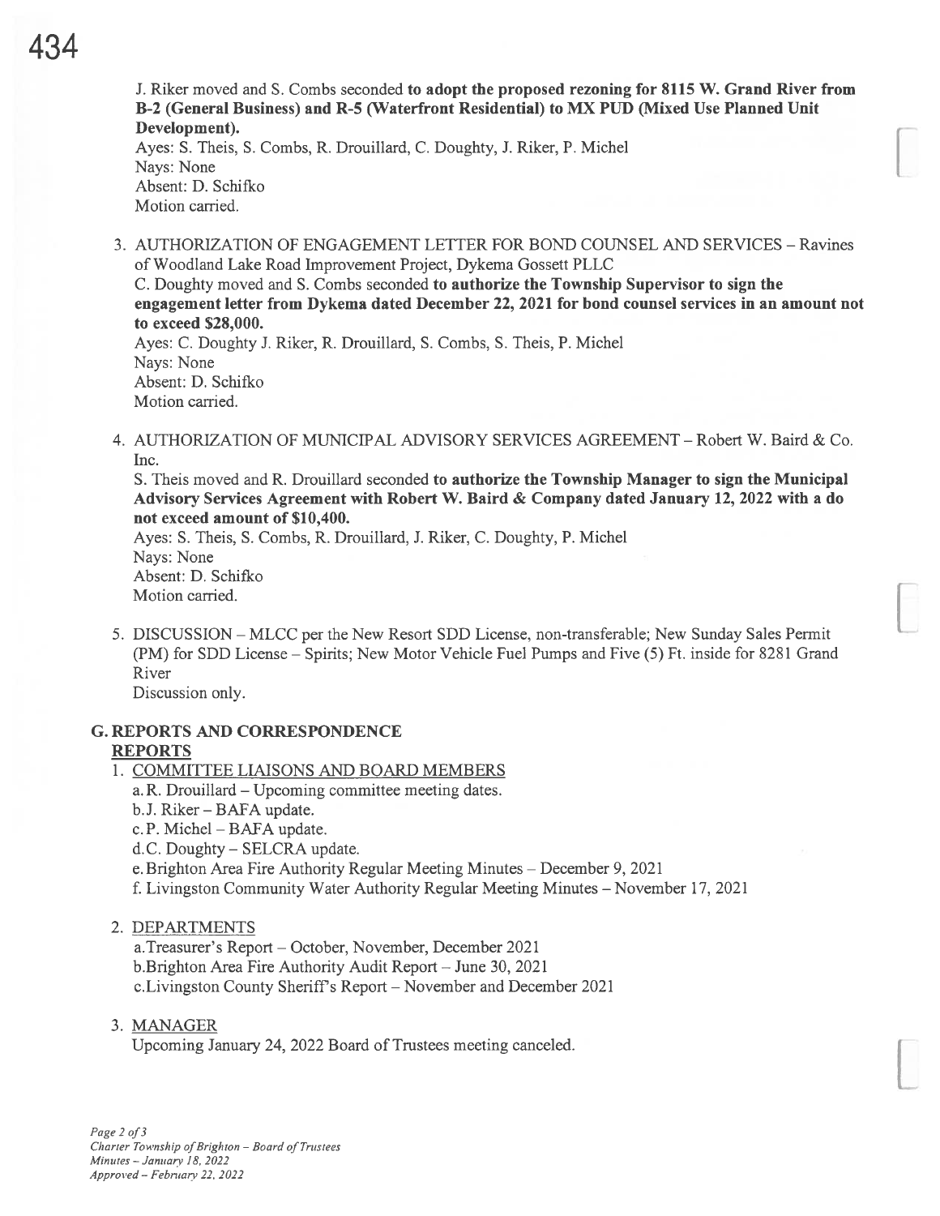J. Riker moved and S. Combs seconded **to adopt the proposed rezoning for 8115 W. Grand River from B-2 (General Business) and R-5 (Waterfront Residential) to MX PUD (Mixed Use Planned Unit Development).**
Ayes: S. Theis, S. Combs, R. Drouillard, C. Doughty, J. Riker, P. Michel
Nays: None
Absent: D. Schifko
Motion carried.

3. AUTHORIZATION OF ENGAGEMENT LETTER FOR BOND COUNSEL AND SERVICES – Ravines of Woodland Lake Road Improvement Project, Dykema Gossett PLLC
C. Doughty moved and S. Combs seconded **to authorize the Township Supervisor to sign the engagement letter from Dykema dated December 22, 2021 for bond counsel services in an amount not to exceed $28,000.**
Ayes: C. Doughty J. Riker, R. Drouillard, S. Combs, S. Theis, P. Michel
Nays: None
Absent: D. Schifko
Motion carried.

4. AUTHORIZATION OF MUNICIPAL ADVISORY SERVICES AGREEMENT – Robert W. Baird & Co. Inc.
S. Theis moved and R. Drouillard seconded **to authorize the Township Manager to sign the Municipal Advisory Services Agreement with Robert W. Baird & Company dated January 12, 2022 with a do not exceed amount of $10,400.**
Ayes: S. Theis, S. Combs, R. Drouillard, J. Riker, C. Doughty, P. Michel
Nays: None
Absent: D. Schifko
Motion carried.

5. DISCUSSION – MLCC per the New Resort SDD License, non-transferable; New Sunday Sales Permit (PM) for SDD License – Spirits; New Motor Vehicle Fuel Pumps and Five (5) Ft. inside for 8281 Grand River
Discussion only.

## G. REPORTS AND CORRESPONDENCE

**REPORTS**

1. COMMITTEE LIAISONS AND BOARD MEMBERS
   a. R. Drouillard – Upcoming committee meeting dates.
   b. J. Riker – BAFA update.
   c. P. Michel – BAFA update.
   d. C. Doughty – SELCRA update.
   e. Brighton Area Fire Authority Regular Meeting Minutes – December 9, 2021
   f. Livingston Community Water Authority Regular Meeting Minutes – November 17, 2021

2. DEPARTMENTS
   a. Treasurer's Report – October, November, December 2021
   b. Brighton Area Fire Authority Audit Report – June 30, 2021
   c. Livingston County Sheriff's Report – November and December 2021

3. MANAGER
   Upcoming January 24, 2022 Board of Trustees meeting canceled.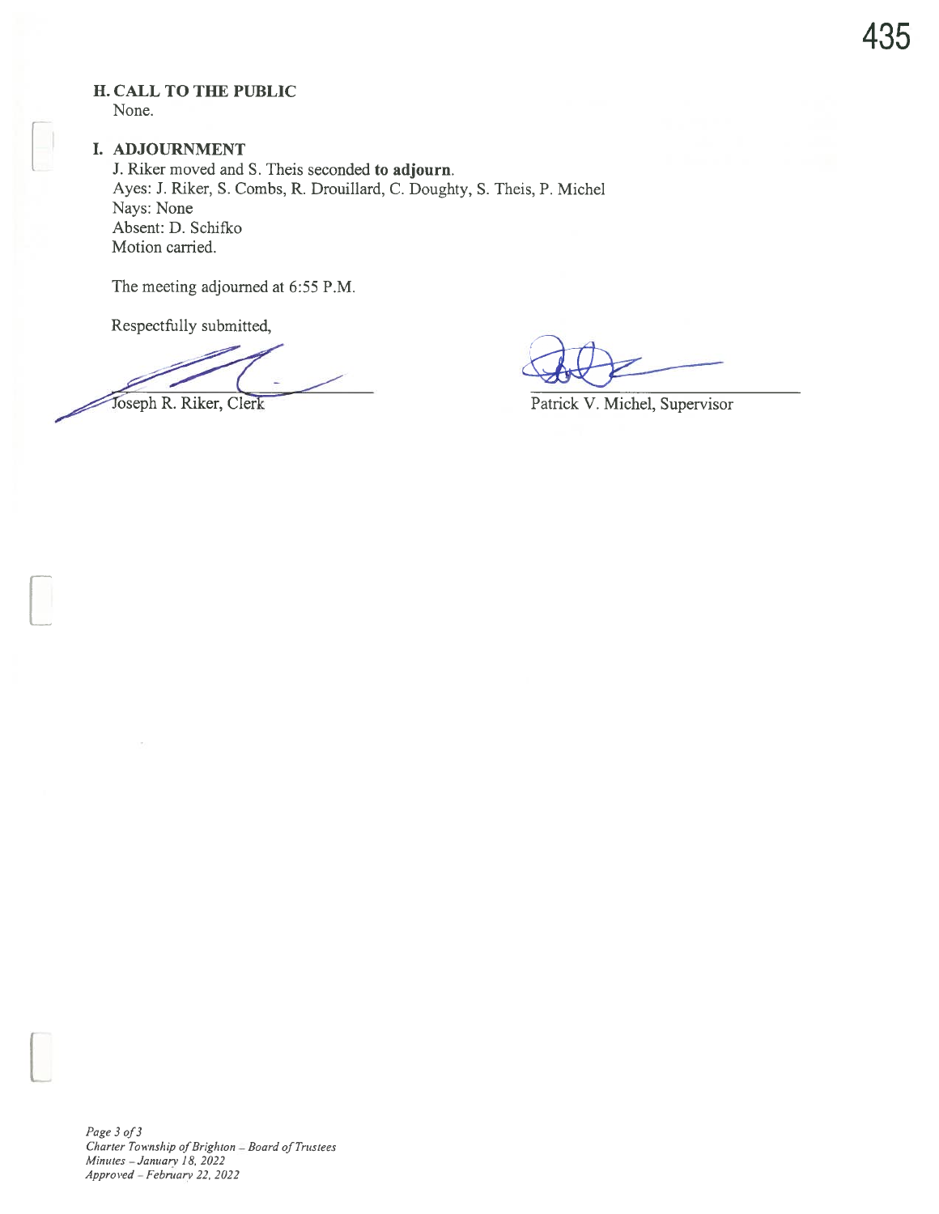## H. CALL TO THE PUBLIC

None.

## I. ADJOURNMENT

J. Riker moved and S. Theis seconded **to adjourn**.
Ayes: J. Riker, S. Combs, R. Drouillard, C. Doughty, S. Theis, P. Michel
Nays: None
Absent: D. Schifko
Motion carried.

The meeting adjourned at 6:55 P.M.

Respectfully submitted,

Joseph R. Riker, Clerk

Patrick V. Michel, Supervisor

*Charter Township of Brighton – Board of Trustees*
*Minutes – January 18, 2022*
*Approved – February 22, 2022*